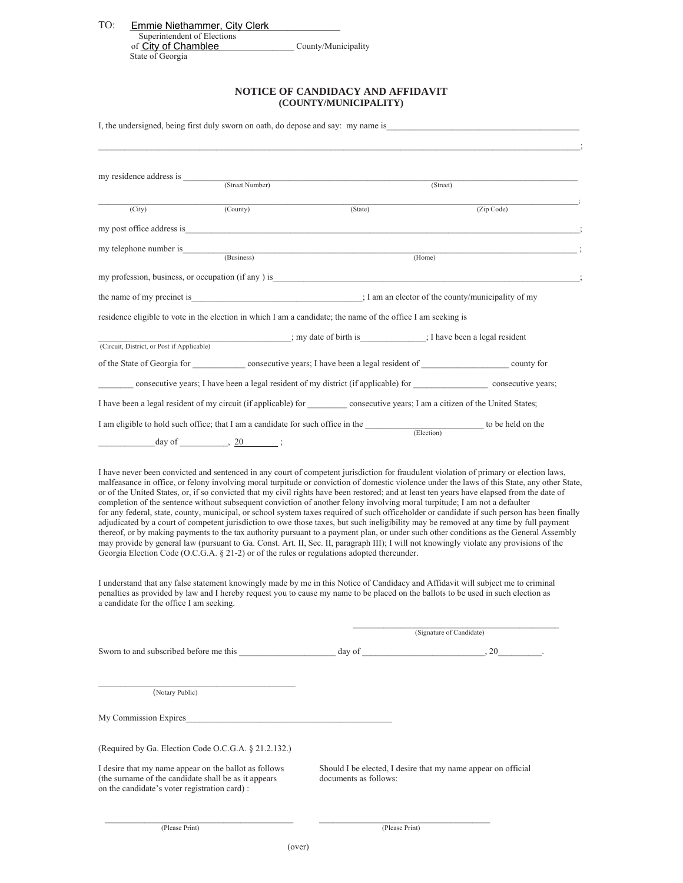TO: Emmie Niethammer, City Clerk
Superintendent of Elections
of City of Chamblee ________________ County/Municipality
State of Georgia

## NOTICE OF CANDIDACY AND AFFIDAVIT
### (COUNTY/MUNICIPALITY)

I, the undersigned, being first duly sworn on oath, do depose and say: my name is_____________________________________________

_______________________________________________________________________________________________________;

my residence address is ___________________________________________________________________________________________
(Street Number) (Street)

_______________________________________________________________________________________________________;
(City) (County) (State) (Zip Code)

my post office address is___________________________________________________________________________________________;

my telephone number is____________________________________________________________________________________________ ;
(Business) (Home)

my profession, business, or occupation (if any ) is_________________________________________________________________________;

the name of my precinct is_________________________________________; I am an elector of the county/municipality of my

residence eligible to vote in the election in which I am a candidate; the name of the office I am seeking is

_____________________________________________; my date of birth is______________; I have been a legal resident
(Circuit, District, or Post if Applicable)

of the State of Georgia for ____________ consecutive years; I have been a legal resident of ___________________ county for

________ consecutive years; I have been a legal resident of my district (if applicable) for ________________ consecutive years;

I have been a legal resident of my circuit (if applicable) for _________ consecutive years; I am a citizen of the United States;

I am eligible to hold such office; that I am a candidate for such office in the ___________________________ to be held on the
(Election)

____________day of ___________, 20________ ;

I have never been convicted and sentenced in any court of competent jurisdiction for fraudulent violation of primary or election laws, malfeasance in office, or felony involving moral turpitude or conviction of domestic violence under the laws of this State, any other State, or of the United States, or, if so convicted that my civil rights have been restored; and at least ten years have elapsed from the date of completion of the sentence without subsequent conviction of another felony involving moral turpitude; I am not a defaulter for any federal, state, county, municipal, or school system taxes required of such officeholder or candidate if such person has been finally adjudicated by a court of competent jurisdiction to owe those taxes, but such ineligibility may be removed at any time by full payment thereof, or by making payments to the tax authority pursuant to a payment plan, or under such other conditions as the General Assembly may provide by general law (pursuant to Ga. Const. Art. II, Sec. II, paragraph III); I will not knowingly violate any provisions of the Georgia Election Code (O.C.G.A. § 21-2) or of the rules or regulations adopted thereunder.

I understand that any false statement knowingly made by me in this Notice of Candidacy and Affidavit will subject me to criminal penalties as provided by law and I hereby request you to cause my name to be placed on the ballots to be used in such election as a candidate for the office I am seeking.

__________________________________________________
(Signature of Candidate)

Sworn to and subscribed before me this ______________________ day of ____________________________, 20__________.

_____________________________________________
(Notary Public)

My Commission Expires_______________________________________________

(Required by Ga. Election Code O.C.G.A. § 21.2.132.)

I desire that my name appear on the ballot as follows (the surname of the candidate shall be as it appears on the candidate's voter registration card) :

_____________________________________________
(Please Print)

Should I be elected, I desire that my name appear on official documents as follows:

_________________________________________
(Please Print)

(over)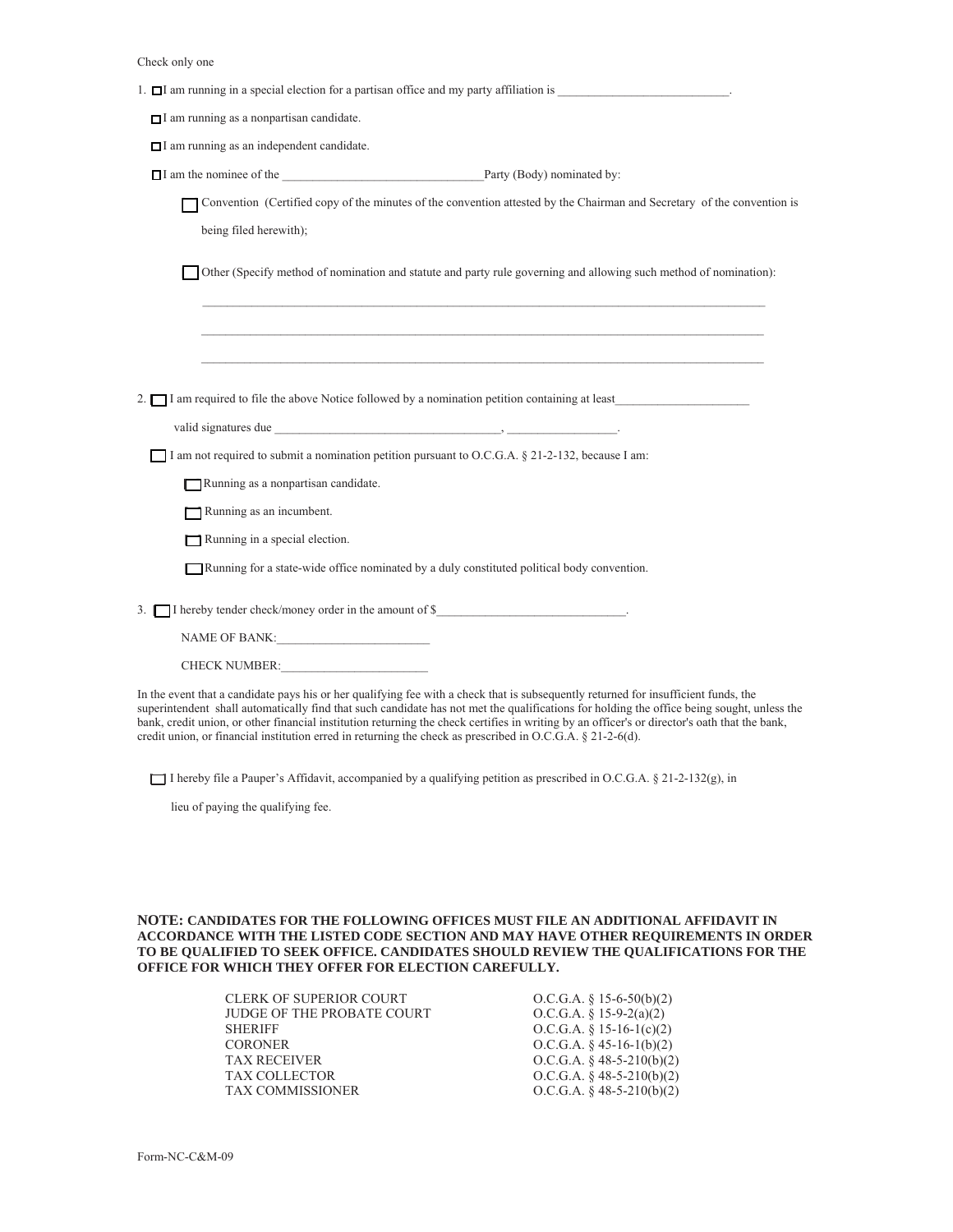Check only one

1. ☐ I am running in a special election for a partisan office and my party affiliation is ___________________________.

   ☐ I am running as a nonpartisan candidate.

   ☐ I am running as an independent candidate.

   ☐ I am the nominee of the ________________________________ Party (Body) nominated by:

   ☐ Convention (Certified copy of the minutes of the convention attested by the Chairman and Secretary of the convention is being filed herewith);

   ☐ Other (Specify method of nomination and statute and party rule governing and allowing such method of nomination):

   ________________________________________________________________________________________

   ________________________________________________________________________________________

   ________________________________________________________________________________________

2. ☐ I am required to file the above Notice followed by a nomination petition containing at least_____________________ valid signatures due ____________________________________, _________________.

   ☐ I am not required to submit a nomination petition pursuant to O.C.G.A. § 21-2-132, because I am:

   ☐ Running as a nonpartisan candidate.

   ☐ Running as an incumbent.

   ☐ Running in a special election.

   ☐ Running for a state-wide office nominated by a duly constituted political body convention.

3. ☐ I hereby tender check/money order in the amount of $______________________________.

   NAME OF BANK:________________________

   CHECK NUMBER:_______________________

In the event that a candidate pays his or her qualifying fee with a check that is subsequently returned for insufficient funds, the superintendent shall automatically find that such candidate has not met the qualifications for holding the office being sought, unless the bank, credit union, or other financial institution returning the check certifies in writing by an officer's or director's oath that the bank, credit union, or financial institution erred in returning the check as prescribed in O.C.G.A. § 21-2-6(d).

☐ I hereby file a Pauper's Affidavit, accompanied by a qualifying petition as prescribed in O.C.G.A. § 21-2-132(g), in lieu of paying the qualifying fee.

**NOTE: CANDIDATES FOR THE FOLLOWING OFFICES MUST FILE AN ADDITIONAL AFFIDAVIT IN ACCORDANCE WITH THE LISTED CODE SECTION AND MAY HAVE OTHER REQUIREMENTS IN ORDER TO BE QUALIFIED TO SEEK OFFICE. CANDIDATES SHOULD REVIEW THE QUALIFICATIONS FOR THE OFFICE FOR WHICH THEY OFFER FOR ELECTION CAREFULLY.**

| | |
|---|---|
| CLERK OF SUPERIOR COURT | O.C.G.A. § 15-6-50(b)(2) |
| JUDGE OF THE PROBATE COURT | O.C.G.A. § 15-9-2(a)(2) |
| SHERIFF | O.C.G.A. § 15-16-1(c)(2) |
| CORONER | O.C.G.A. § 45-16-1(b)(2) |
| TAX RECEIVER | O.C.G.A. § 48-5-210(b)(2) |
| TAX COLLECTOR | O.C.G.A. § 48-5-210(b)(2) |
| TAX COMMISSIONER | O.C.G.A. § 48-5-210(b)(2) |

Form-NC-C&M-09